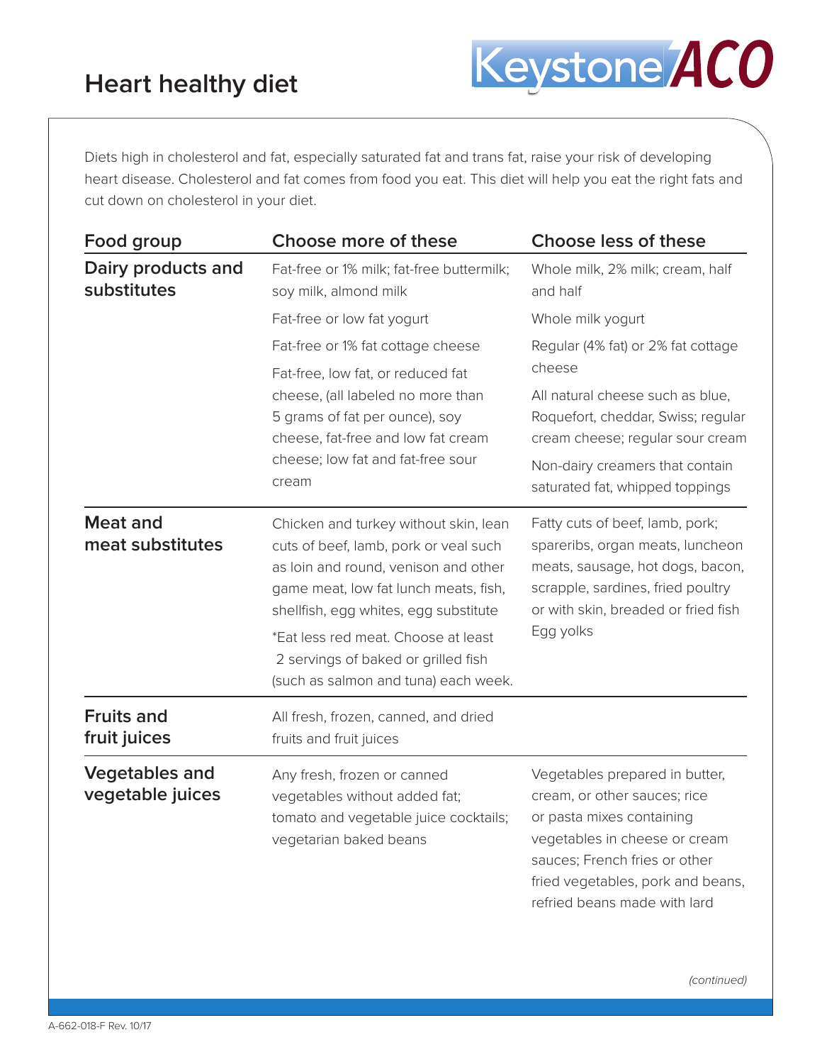# Heart healthy diet

Keystone ACO

Diets high in cholesterol and fat, especially saturated fat and trans fat, raise your risk of developing heart disease. Cholesterol and fat comes from food you eat. This diet will help you eat the right fats and cut down on cholesterol in your diet.

| Food group | Choose more of these | Choose less of these |
|---|---|---|
| **Dairy products and substitutes** | Fat-free or 1% milk; fat-free buttermilk; soy milk, almond milk | Whole milk, 2% milk; cream, half and half |
| | Fat-free or low fat yogurt | Whole milk yogurt |
| | Fat-free or 1% fat cottage cheese | Regular (4% fat) or 2% fat cottage cheese |
| | Fat-free, low fat, or reduced fat cheese, (all labeled no more than 5 grams of fat per ounce), soy cheese, fat-free and low fat cream cheese; low fat and fat-free sour cream | All natural cheese such as blue, Roquefort, cheddar, Swiss; regular cream cheese; regular sour cream |
| | | Non-dairy creamers that contain saturated fat, whipped toppings |
| **Meat and meat substitutes** | Chicken and turkey without skin, lean cuts of beef, lamb, pork or veal such as loin and round, venison and other game meat, low fat lunch meats, fish, shellfish, egg whites, egg substitute | Fatty cuts of beef, lamb, pork; spareribs, organ meats, luncheon meats, sausage, hot dogs, bacon, scrapple, sardines, fried poultry or with skin, breaded or fried fish |
| | *Eat less red meat. Choose at least 2 servings of baked or grilled fish (such as salmon and tuna) each week. | Egg yolks |
| **Fruits and fruit juices** | All fresh, frozen, canned, and dried fruits and fruit juices | |
| **Vegetables and vegetable juices** | Any fresh, frozen or canned vegetables without added fat; tomato and vegetable juice cocktails; vegetarian baked beans | Vegetables prepared in butter, cream, or other sauces; rice or pasta mixes containing vegetables in cheese or cream sauces; French fries or other fried vegetables, pork and beans, refried beans made with lard |

*(continued)*

A-662-018-F Rev. 10/17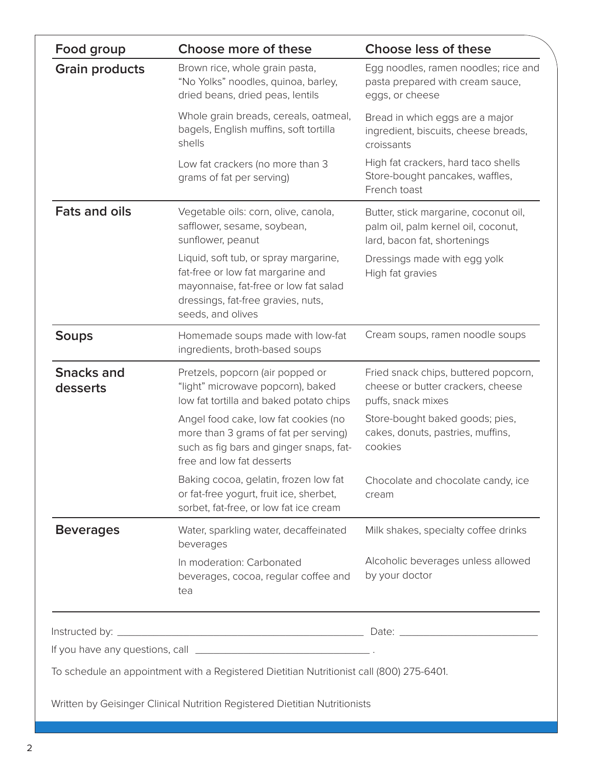| Food group | Choose more of these | Choose less of these |
|---|---|---|
| **Grain products** | Brown rice, whole grain pasta, "No Yolks" noodles, quinoa, barley, dried beans, dried peas, lentils | Egg noodles, ramen noodles; rice and pasta prepared with cream sauce, eggs, or cheese |
| | Whole grain breads, cereals, oatmeal, bagels, English muffins, soft tortilla shells | Bread in which eggs are a major ingredient, biscuits, cheese breads, croissants |
| | Low fat crackers (no more than 3 grams of fat per serving) | High fat crackers, hard taco shells<br>Store-bought pancakes, waffles, French toast |
| **Fats and oils** | Vegetable oils: corn, olive, canola, safflower, sesame, soybean, sunflower, peanut | Butter, stick margarine, coconut oil, palm oil, palm kernel oil, coconut, lard, bacon fat, shortenings |
| | Liquid, soft tub, or spray margarine, fat-free or low fat margarine and mayonnaise, fat-free or low fat salad dressings, fat-free gravies, nuts, seeds, and olives | Dressings made with egg yolk<br>High fat gravies |
| **Soups** | Homemade soups made with low-fat ingredients, broth-based soups | Cream soups, ramen noodle soups |
| **Snacks and desserts** | Pretzels, popcorn (air popped or "light" microwave popcorn), baked low fat tortilla and baked potato chips | Fried snack chips, buttered popcorn, cheese or butter crackers, cheese puffs, snack mixes |
| | Angel food cake, low fat cookies (no more than 3 grams of fat per serving) such as fig bars and ginger snaps, fat-free and low fat desserts | Store-bought baked goods; pies, cakes, donuts, pastries, muffins, cookies |
| | Baking cocoa, gelatin, frozen low fat or fat-free yogurt, fruit ice, sherbet, sorbet, fat-free, or low fat ice cream | Chocolate and chocolate candy, ice cream |
| **Beverages** | Water, sparkling water, decaffeinated beverages | Milk shakes, specialty coffee drinks |
| | In moderation: Carbonated beverages, cocoa, regular coffee and tea | Alcoholic beverages unless allowed by your doctor |

Instructed by: ______________________________ Date: ____________________

If you have any questions, call ______________________________ .

To schedule an appointment with a Registered Dietitian Nutritionist call (800) 275-6401.

Written by Geisinger Clinical Nutrition Registered Dietitian Nutritionists